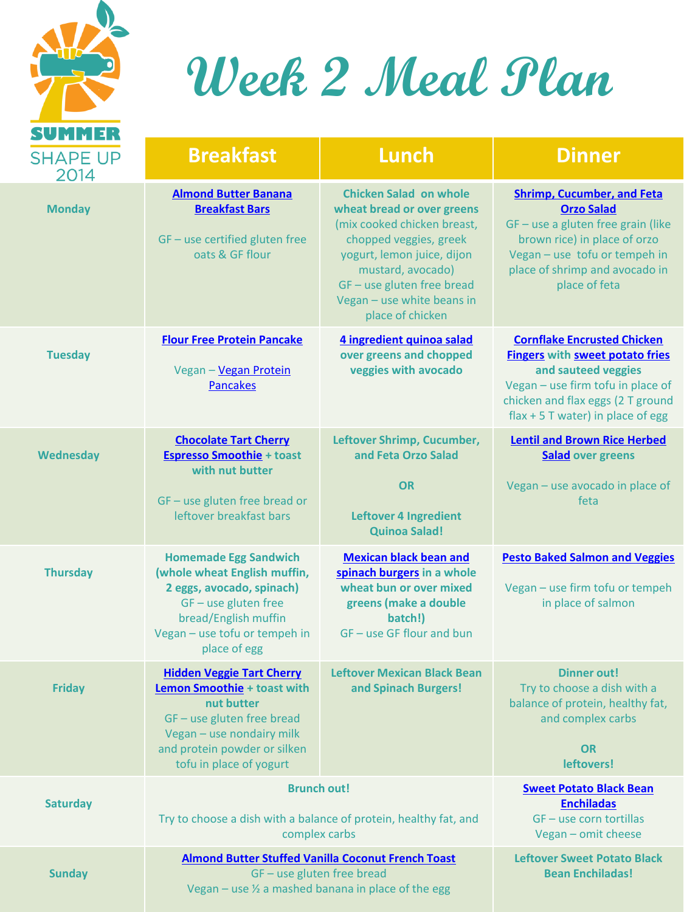SUMMER SHAPE UP 2014

# Week 2 Meal Plan

| | Breakfast | Lunch | Dinner |
|---|---|---|---|
| **Monday** | **Almond Butter Banana Breakfast Bars**<br><br>GF – use certified gluten free oats & GF flour | **Chicken Salad on whole wheat bread or over greens** (mix cooked chicken breast, chopped veggies, greek yogurt, lemon juice, dijon mustard, avocado)<br>GF – use gluten free bread<br>Vegan – use white beans in place of chicken | **Shrimp, Cucumber, and Feta Orzo Salad**<br>GF – use a gluten free grain (like brown rice) in place of orzo<br>Vegan – use tofu or tempeh in place of shrimp and avocado in place of feta |
| **Tuesday** | **Flour Free Protein Pancake**<br><br>Vegan – Vegan Protein Pancakes | **4 ingredient quinoa salad over greens and chopped veggies with avocado** | **Cornflake Encrusted Chicken Fingers with sweet potato fries and sauteed veggies**<br>Vegan – use firm tofu in place of chicken and flax eggs (2 T ground flax + 5 T water) in place of egg |
| **Wednesday** | **Chocolate Tart Cherry Espresso Smoothie + toast with nut butter**<br><br>GF – use gluten free bread or leftover breakfast bars | **Leftover Shrimp, Cucumber, and Feta Orzo Salad**<br><br>**OR**<br><br>**Leftover 4 Ingredient Quinoa Salad!** | **Lentil and Brown Rice Herbed Salad over greens**<br><br>Vegan – use avocado in place of feta |
| **Thursday** | **Homemade Egg Sandwich (whole wheat English muffin, 2 eggs, avocado, spinach)**<br>GF – use gluten free bread/English muffin<br>Vegan – use tofu or tempeh in place of egg | **Mexican black bean and spinach burgers in a whole wheat bun or over mixed greens (make a double batch!)**<br>GF – use GF flour and bun | **Pesto Baked Salmon and Veggies**<br><br>Vegan – use firm tofu or tempeh in place of salmon |
| **Friday** | **Hidden Veggie Tart Cherry Lemon Smoothie + toast with nut butter**<br>GF – use gluten free bread<br>Vegan – use nondairy milk and protein powder or silken tofu in place of yogurt | **Leftover Mexican Black Bean and Spinach Burgers!** | **Dinner out!**<br>Try to choose a dish with a balance of protein, healthy fat, and complex carbs<br><br>**OR**<br>**leftovers!** |
| **Saturday** | **Brunch out!**<br><br>Try to choose a dish with a balance of protein, healthy fat, and complex carbs | | **Sweet Potato Black Bean Enchiladas**<br>GF – use corn tortillas<br>Vegan – omit cheese |
| **Sunday** | **Almond Butter Stuffed Vanilla Coconut French Toast**<br>GF – use gluten free bread<br>Vegan – use ½ a mashed banana in place of the egg | | **Leftover Sweet Potato Black Bean Enchiladas!** |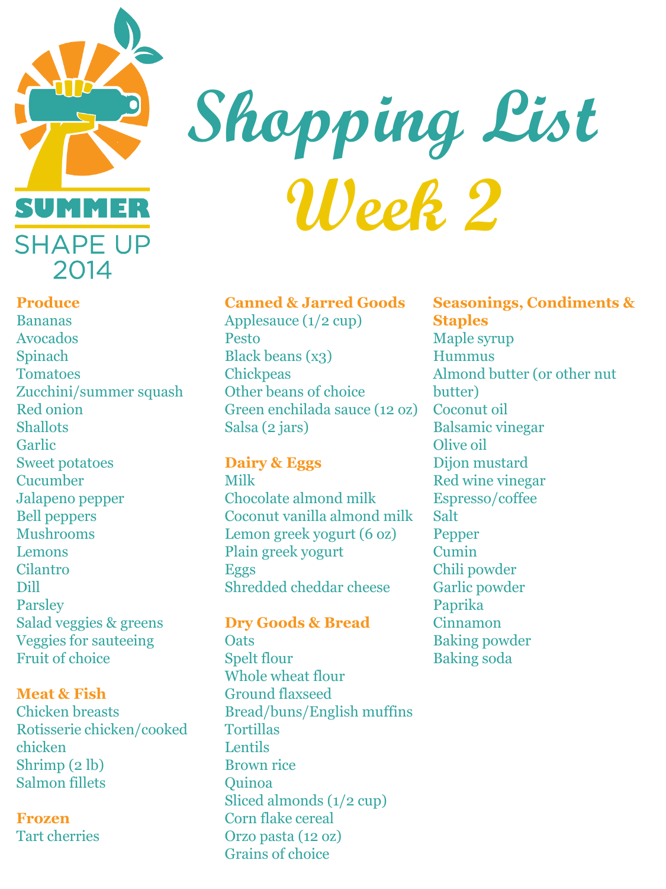SUMMER SHAPE UP 2014

# Shopping List Week 2

## Produce
- Bananas
- Avocados
- Spinach
- Tomatoes
- Zucchini/summer squash
- Red onion
- Shallots
- Garlic
- Sweet potatoes
- Cucumber
- Jalapeno pepper
- Bell peppers
- Mushrooms
- Lemons
- Cilantro
- Dill
- Parsley
- Salad veggies & greens
- Veggies for sauteeing
- Fruit of choice

## Meat & Fish
- Chicken breasts
- Rotisserie chicken/cooked chicken
- Shrimp (2 lb)
- Salmon fillets

## Frozen
- Tart cherries

## Canned & Jarred Goods
- Applesauce (1/2 cup)
- Pesto
- Black beans (x3)
- Chickpeas
- Other beans of choice
- Green enchilada sauce (12 oz)
- Salsa (2 jars)

## Dairy & Eggs
- Milk
- Chocolate almond milk
- Coconut vanilla almond milk
- Lemon greek yogurt (6 oz)
- Plain greek yogurt
- Eggs
- Shredded cheddar cheese

## Dry Goods & Bread
- Oats
- Spelt flour
- Whole wheat flour
- Ground flaxseed
- Bread/buns/English muffins
- Tortillas
- Lentils
- Brown rice
- Quinoa
- Sliced almonds (1/2 cup)
- Corn flake cereal
- Orzo pasta (12 oz)
- Grains of choice

## Seasonings, Condiments & Staples
- Maple syrup
- Hummus
- Almond butter (or other nut butter)
- Coconut oil
- Balsamic vinegar
- Olive oil
- Dijon mustard
- Red wine vinegar
- Espresso/coffee
- Salt
- Pepper
- Cumin
- Chili powder
- Garlic powder
- Paprika
- Cinnamon
- Baking powder
- Baking soda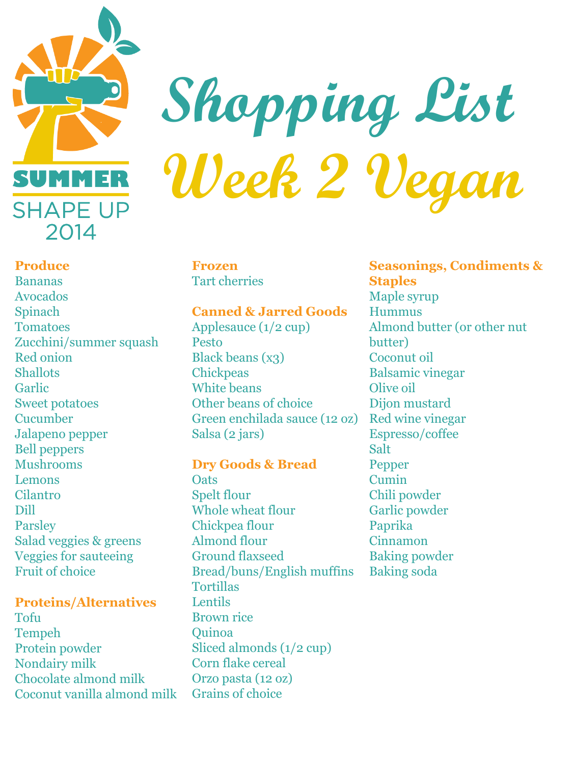SUMMER SHAPE UP 2014

# Shopping List

# Week 2 Vegan

### Produce

Bananas
Avocados
Spinach
Tomatoes
Zucchini/summer squash
Red onion
Shallots
Garlic
Sweet potatoes
Cucumber
Jalapeno pepper
Bell peppers
Mushrooms
Lemons
Cilantro
Dill
Parsley
Salad veggies & greens
Veggies for sauteeing
Fruit of choice

### Proteins/Alternatives

Tofu
Tempeh
Protein powder
Nondairy milk
Chocolate almond milk
Coconut vanilla almond milk

### Frozen

Tart cherries

### Canned & Jarred Goods

Applesauce (1/2 cup)
Pesto
Black beans (x3)
Chickpeas
White beans
Other beans of choice
Green enchilada sauce (12 oz)
Salsa (2 jars)

### Dry Goods & Bread

Oats
Spelt flour
Whole wheat flour
Chickpea flour
Almond flour
Ground flaxseed
Bread/buns/English muffins
Tortillas
Lentils
Brown rice
Quinoa
Sliced almonds (1/2 cup)
Corn flake cereal
Orzo pasta (12 oz)
Grains of choice

### Seasonings, Condiments & Staples

Maple syrup
Hummus
Almond butter (or other nut butter)
Coconut oil
Balsamic vinegar
Olive oil
Dijon mustard
Red wine vinegar
Espresso/coffee
Salt
Pepper
Cumin
Chili powder
Garlic powder
Paprika
Cinnamon
Baking powder
Baking soda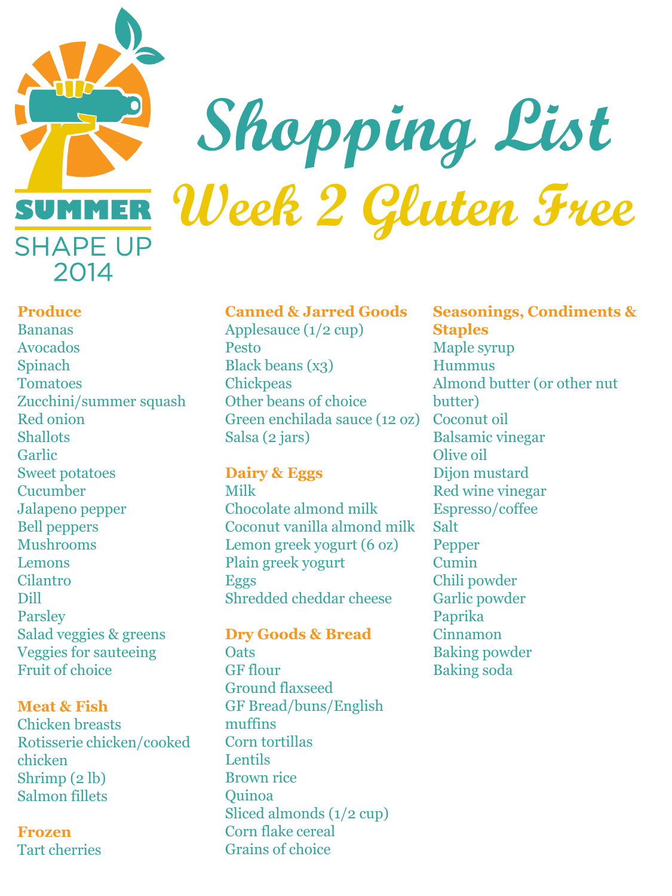SUMMER SHAPE UP 2014

# Shopping List

## Week 2 Gluten Free

### Produce

Bananas
Avocados
Spinach
Tomatoes
Zucchini/summer squash
Red onion
Shallots
Garlic
Sweet potatoes
Cucumber
Jalapeno pepper
Bell peppers
Mushrooms
Lemons
Cilantro
Dill
Parsley
Salad veggies & greens
Veggies for sauteeing
Fruit of choice

### Meat & Fish

Chicken breasts
Rotisserie chicken/cooked chicken
Shrimp (2 lb)
Salmon fillets

### Frozen

Tart cherries

### Canned & Jarred Goods

Applesauce (1/2 cup)
Pesto
Black beans (x3)
Chickpeas
Other beans of choice
Green enchilada sauce (12 oz)
Salsa (2 jars)

### Dairy & Eggs

Milk
Chocolate almond milk
Coconut vanilla almond milk
Lemon greek yogurt (6 oz)
Plain greek yogurt
Eggs
Shredded cheddar cheese

### Dry Goods & Bread

Oats
GF flour
Ground flaxseed
GF Bread/buns/English muffins
Corn tortillas
Lentils
Brown rice
Quinoa
Sliced almonds (1/2 cup)
Corn flake cereal
Grains of choice

### Seasonings, Condiments & Staples

Maple syrup
Hummus
Almond butter (or other nut butter)
Coconut oil
Balsamic vinegar
Olive oil
Dijon mustard
Red wine vinegar
Espresso/coffee
Salt
Pepper
Cumin
Chili powder
Garlic powder
Paprika
Cinnamon
Baking powder
Baking soda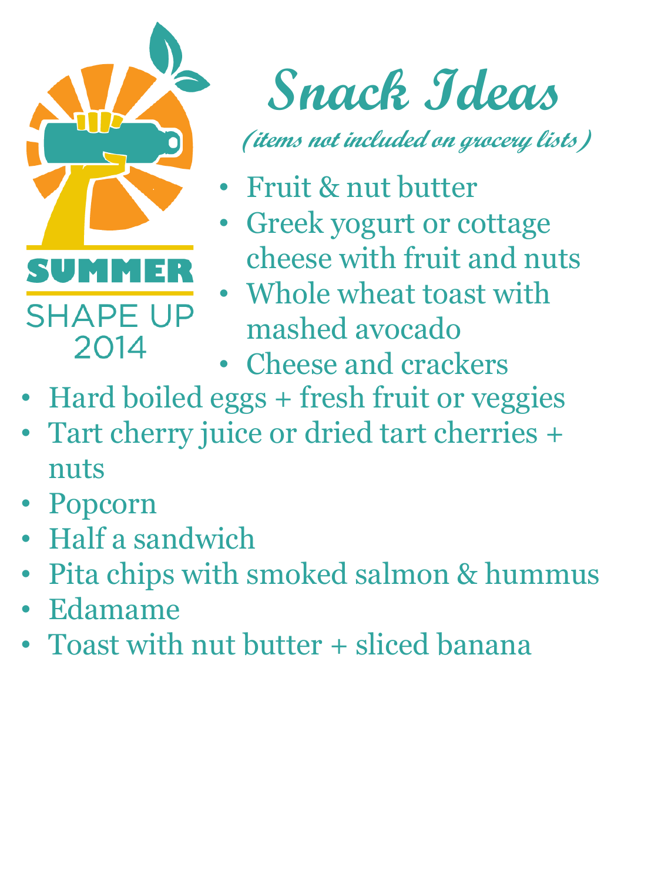SUMMER

SHAPE UP

2014

# Snack Ideas

*(items not included on grocery lists)*

- Fruit & nut butter
- Greek yogurt or cottage cheese with fruit and nuts
- Whole wheat toast with mashed avocado
- Cheese and crackers
- Hard boiled eggs + fresh fruit or veggies
- Tart cherry juice or dried tart cherries + nuts
- Popcorn
- Half a sandwich
- Pita chips with smoked salmon & hummus
- Edamame
- Toast with nut butter + sliced banana